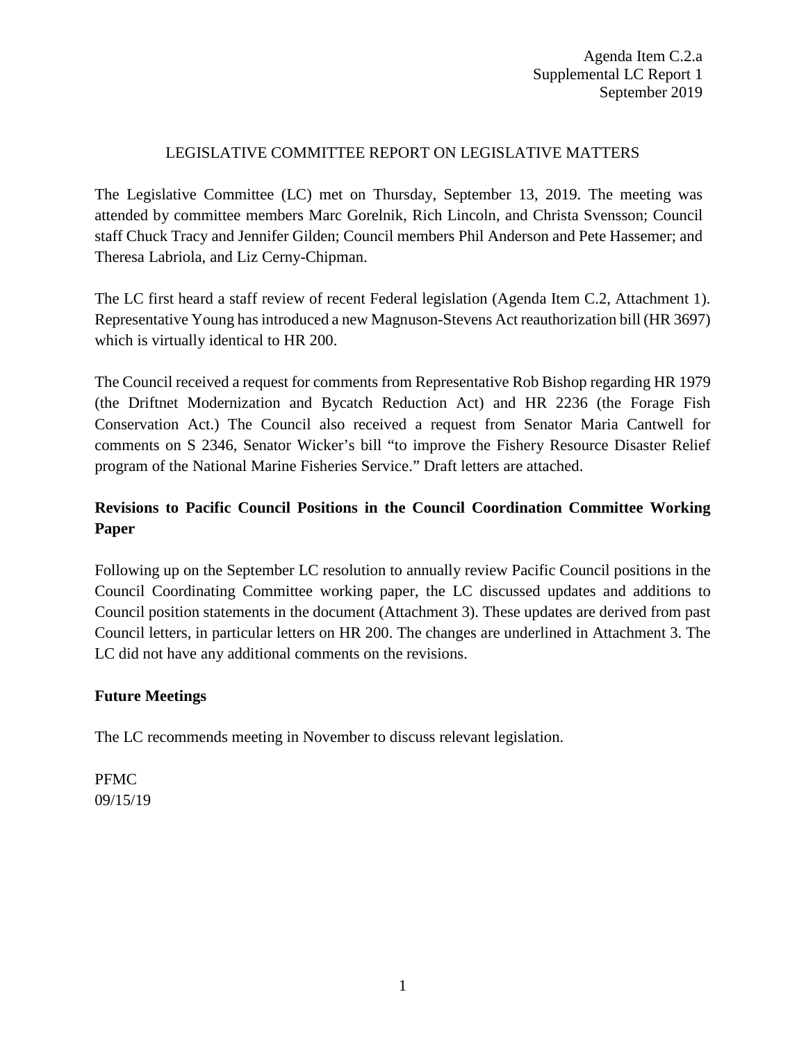Agenda Item C.2.a
Supplemental LC Report 1
September 2019

# LEGISLATIVE COMMITTEE REPORT ON LEGISLATIVE MATTERS

The Legislative Committee (LC) met on Thursday, September 13, 2019. The meeting was attended by committee members Marc Gorelnik, Rich Lincoln, and Christa Svensson; Council staff Chuck Tracy and Jennifer Gilden; Council members Phil Anderson and Pete Hassemer; and Theresa Labriola, and Liz Cerny-Chipman.

The LC first heard a staff review of recent Federal legislation (Agenda Item C.2, Attachment 1). Representative Young has introduced a new Magnuson-Stevens Act reauthorization bill (HR 3697) which is virtually identical to HR 200.

The Council received a request for comments from Representative Rob Bishop regarding HR 1979 (the Driftnet Modernization and Bycatch Reduction Act) and HR 2236 (the Forage Fish Conservation Act.) The Council also received a request from Senator Maria Cantwell for comments on S 2346, Senator Wicker's bill "to improve the Fishery Resource Disaster Relief program of the National Marine Fisheries Service." Draft letters are attached.

## Revisions to Pacific Council Positions in the Council Coordination Committee Working Paper

Following up on the September LC resolution to annually review Pacific Council positions in the Council Coordinating Committee working paper, the LC discussed updates and additions to Council position statements in the document (Attachment 3). These updates are derived from past Council letters, in particular letters on HR 200. The changes are underlined in Attachment 3. The LC did not have any additional comments on the revisions.

## Future Meetings

The LC recommends meeting in November to discuss relevant legislation.

PFMC
09/15/19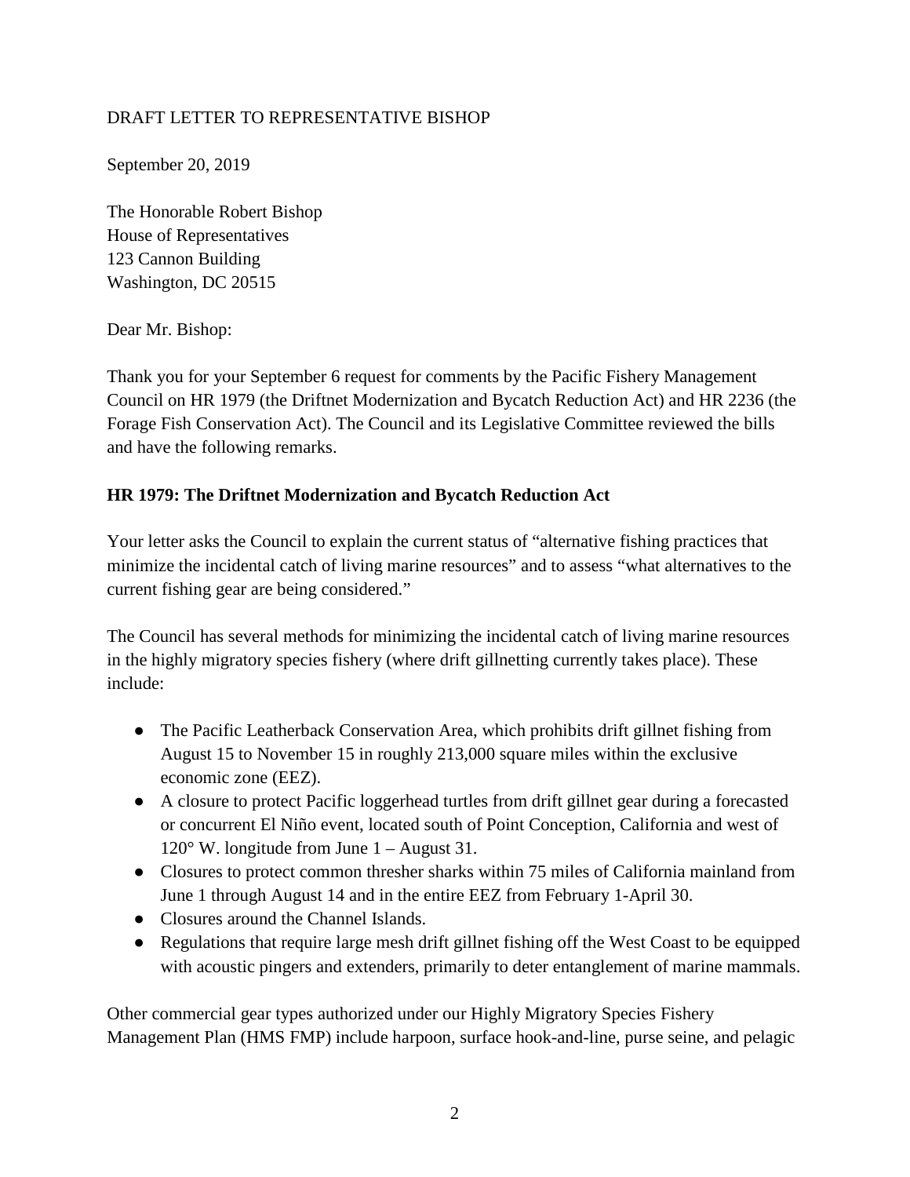DRAFT LETTER TO REPRESENTATIVE BISHOP

September 20, 2019

The Honorable Robert Bishop
House of Representatives
123 Cannon Building
Washington, DC 20515

Dear Mr. Bishop:

Thank you for your September 6 request for comments by the Pacific Fishery Management Council on HR 1979 (the Driftnet Modernization and Bycatch Reduction Act) and HR 2236 (the Forage Fish Conservation Act). The Council and its Legislative Committee reviewed the bills and have the following remarks.

**HR 1979: The Driftnet Modernization and Bycatch Reduction Act**

Your letter asks the Council to explain the current status of "alternative fishing practices that minimize the incidental catch of living marine resources" and to assess "what alternatives to the current fishing gear are being considered."

The Council has several methods for minimizing the incidental catch of living marine resources in the highly migratory species fishery (where drift gillnetting currently takes place). These include:

- The Pacific Leatherback Conservation Area, which prohibits drift gillnet fishing from August 15 to November 15 in roughly 213,000 square miles within the exclusive economic zone (EEZ).
- A closure to protect Pacific loggerhead turtles from drift gillnet gear during a forecasted or concurrent El Niño event, located south of Point Conception, California and west of 120° W. longitude from June 1 – August 31.
- Closures to protect common thresher sharks within 75 miles of California mainland from June 1 through August 14 and in the entire EEZ from February 1-April 30.
- Closures around the Channel Islands.
- Regulations that require large mesh drift gillnet fishing off the West Coast to be equipped with acoustic pingers and extenders, primarily to deter entanglement of marine mammals.

Other commercial gear types authorized under our Highly Migratory Species Fishery Management Plan (HMS FMP) include harpoon, surface hook-and-line, purse seine, and pelagic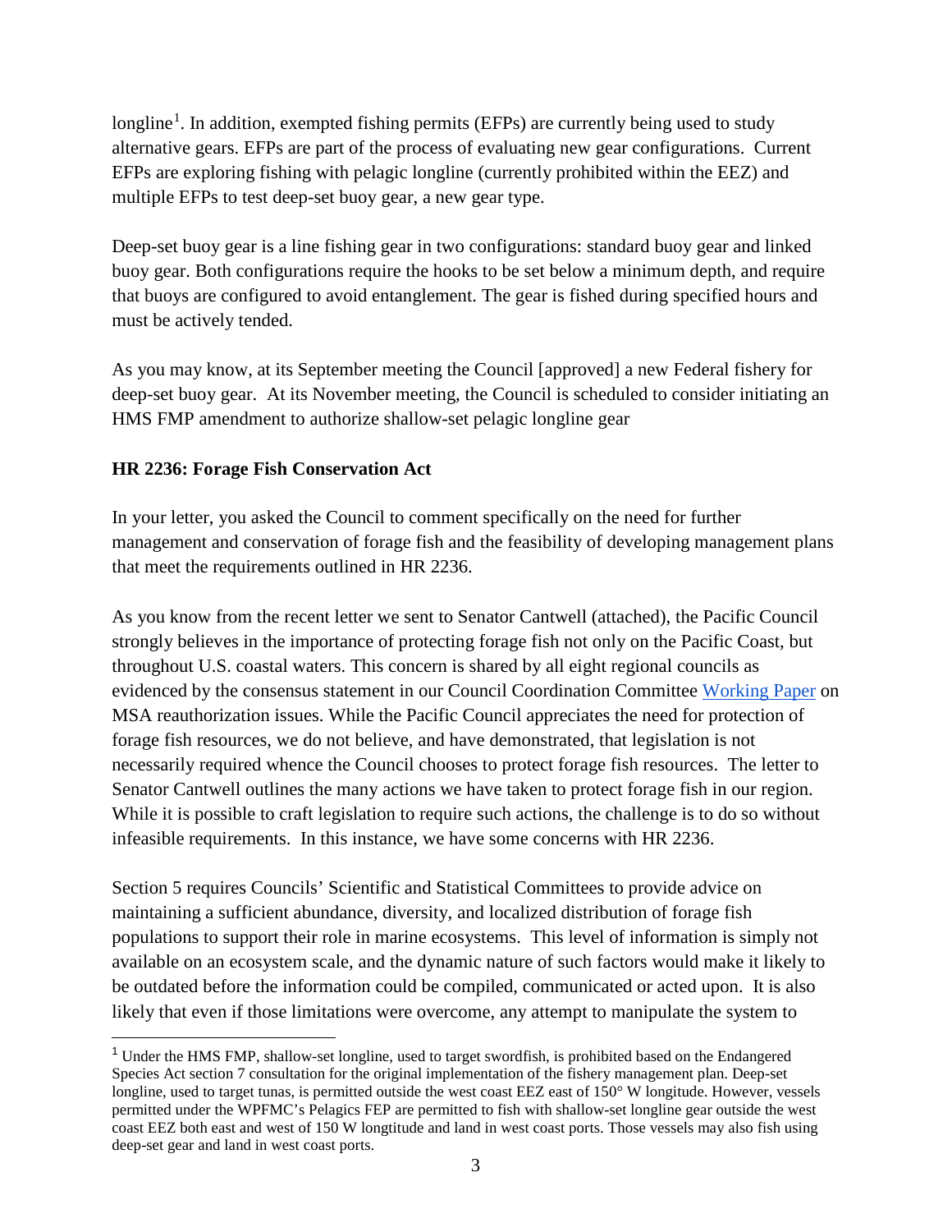longline[1]. In addition, exempted fishing permits (EFPs) are currently being used to study alternative gears. EFPs are part of the process of evaluating new gear configurations. Current EFPs are exploring fishing with pelagic longline (currently prohibited within the EEZ) and multiple EFPs to test deep-set buoy gear, a new gear type.

Deep-set buoy gear is a line fishing gear in two configurations: standard buoy gear and linked buoy gear. Both configurations require the hooks to be set below a minimum depth, and require that buoys are configured to avoid entanglement. The gear is fished during specified hours and must be actively tended.

As you may know, at its September meeting the Council [approved] a new Federal fishery for deep-set buoy gear. At its November meeting, the Council is scheduled to consider initiating an HMS FMP amendment to authorize shallow-set pelagic longline gear

**HR 2236: Forage Fish Conservation Act**

In your letter, you asked the Council to comment specifically on the need for further management and conservation of forage fish and the feasibility of developing management plans that meet the requirements outlined in HR 2236.

As you know from the recent letter we sent to Senator Cantwell (attached), the Pacific Council strongly believes in the importance of protecting forage fish not only on the Pacific Coast, but throughout U.S. coastal waters. This concern is shared by all eight regional councils as evidenced by the consensus statement in our Council Coordination Committee Working Paper on MSA reauthorization issues. While the Pacific Council appreciates the need for protection of forage fish resources, we do not believe, and have demonstrated, that legislation is not necessarily required whence the Council chooses to protect forage fish resources. The letter to Senator Cantwell outlines the many actions we have taken to protect forage fish in our region. While it is possible to craft legislation to require such actions, the challenge is to do so without infeasible requirements. In this instance, we have some concerns with HR 2236.

Section 5 requires Councils' Scientific and Statistical Committees to provide advice on maintaining a sufficient abundance, diversity, and localized distribution of forage fish populations to support their role in marine ecosystems. This level of information is simply not available on an ecosystem scale, and the dynamic nature of such factors would make it likely to be outdated before the information could be compiled, communicated or acted upon. It is also likely that even if those limitations were overcome, any attempt to manipulate the system to

[1] Under the HMS FMP, shallow-set longline, used to target swordfish, is prohibited based on the Endangered Species Act section 7 consultation for the original implementation of the fishery management plan. Deep-set longline, used to target tunas, is permitted outside the west coast EEZ east of 150° W longitude. However, vessels permitted under the WPFMC's Pelagics FEP are permitted to fish with shallow-set longline gear outside the west coast EEZ both east and west of 150 W longtitude and land in west coast ports. Those vessels may also fish using deep-set gear and land in west coast ports.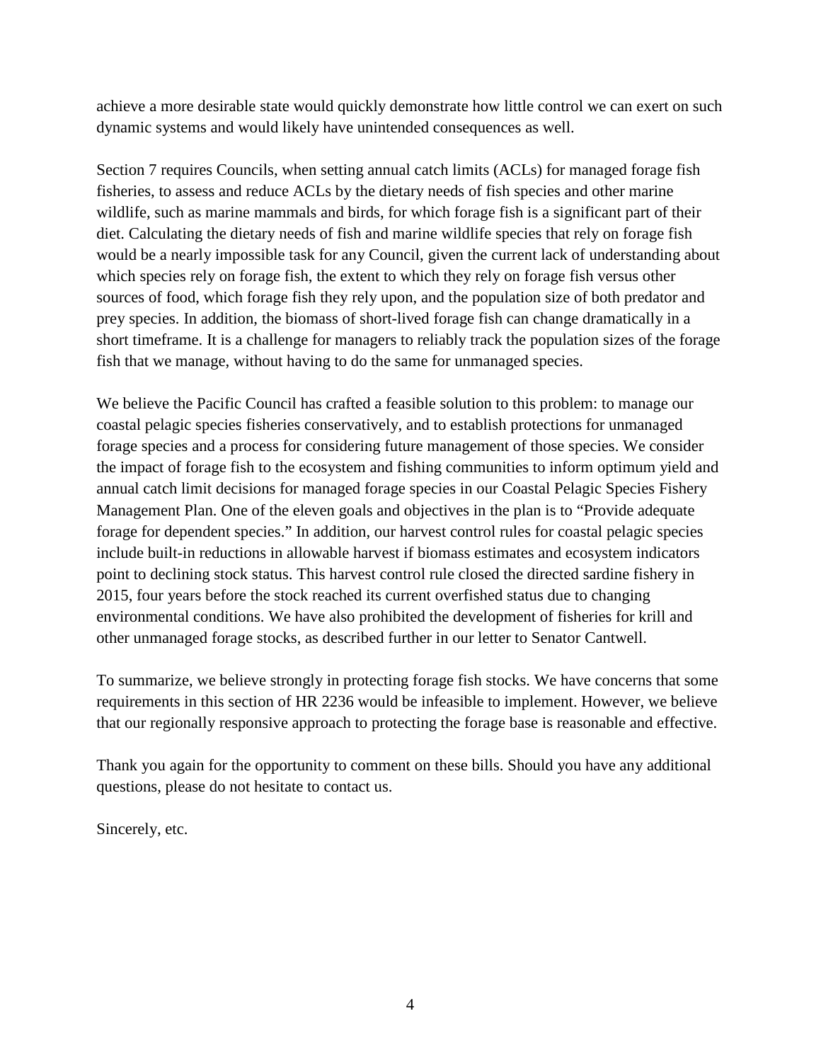achieve a more desirable state would quickly demonstrate how little control we can exert on such dynamic systems and would likely have unintended consequences as well.

Section 7 requires Councils, when setting annual catch limits (ACLs) for managed forage fish fisheries, to assess and reduce ACLs by the dietary needs of fish species and other marine wildlife, such as marine mammals and birds, for which forage fish is a significant part of their diet. Calculating the dietary needs of fish and marine wildlife species that rely on forage fish would be a nearly impossible task for any Council, given the current lack of understanding about which species rely on forage fish, the extent to which they rely on forage fish versus other sources of food, which forage fish they rely upon, and the population size of both predator and prey species. In addition, the biomass of short-lived forage fish can change dramatically in a short timeframe. It is a challenge for managers to reliably track the population sizes of the forage fish that we manage, without having to do the same for unmanaged species.

We believe the Pacific Council has crafted a feasible solution to this problem: to manage our coastal pelagic species fisheries conservatively, and to establish protections for unmanaged forage species and a process for considering future management of those species. We consider the impact of forage fish to the ecosystem and fishing communities to inform optimum yield and annual catch limit decisions for managed forage species in our Coastal Pelagic Species Fishery Management Plan. One of the eleven goals and objectives in the plan is to "Provide adequate forage for dependent species." In addition, our harvest control rules for coastal pelagic species include built-in reductions in allowable harvest if biomass estimates and ecosystem indicators point to declining stock status. This harvest control rule closed the directed sardine fishery in 2015, four years before the stock reached its current overfished status due to changing environmental conditions. We have also prohibited the development of fisheries for krill and other unmanaged forage stocks, as described further in our letter to Senator Cantwell.

To summarize, we believe strongly in protecting forage fish stocks. We have concerns that some requirements in this section of HR 2236 would be infeasible to implement. However, we believe that our regionally responsive approach to protecting the forage base is reasonable and effective.

Thank you again for the opportunity to comment on these bills. Should you have any additional questions, please do not hesitate to contact us.

Sincerely, etc.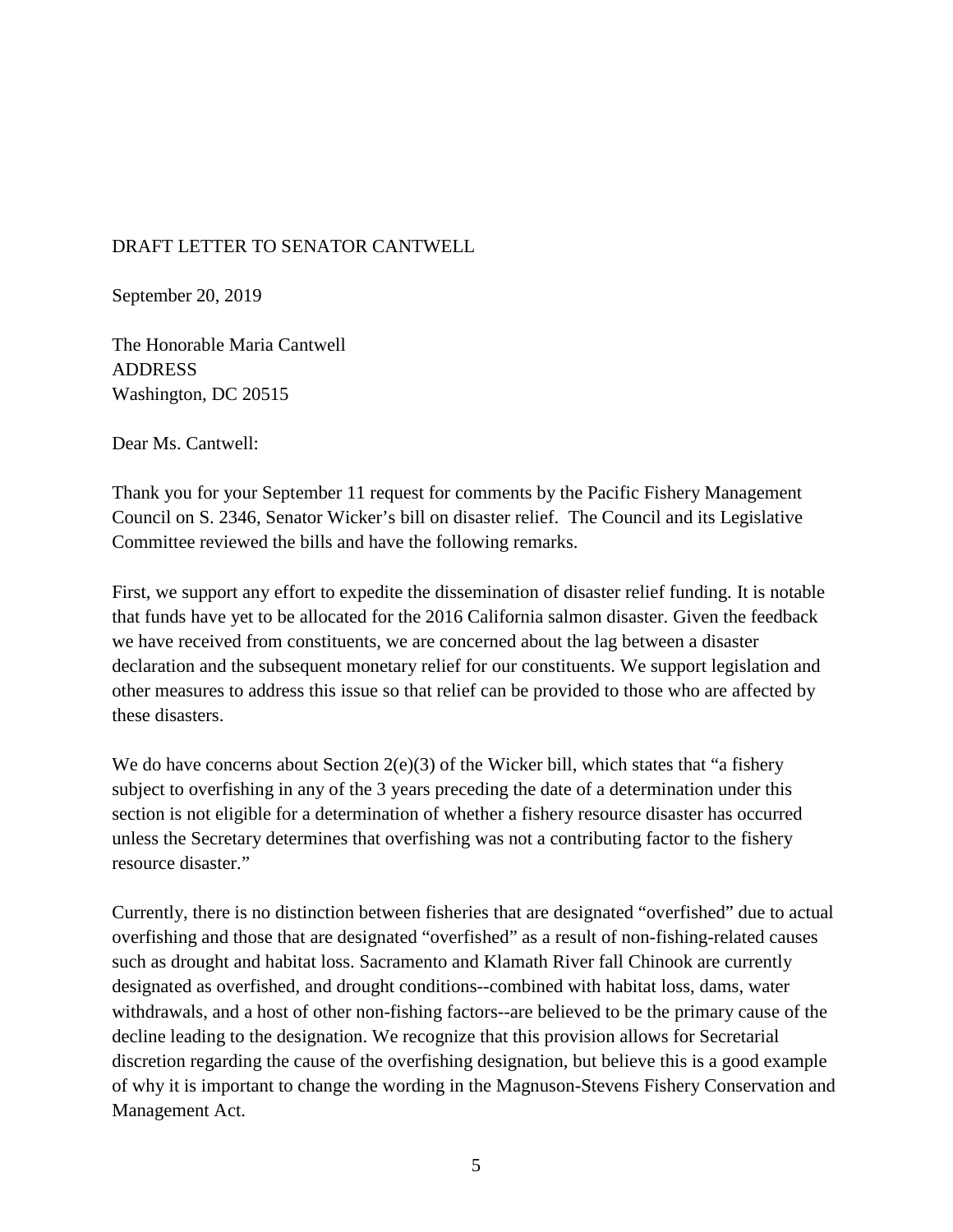DRAFT LETTER TO SENATOR CANTWELL

September 20, 2019

The Honorable Maria Cantwell
ADDRESS
Washington, DC 20515

Dear Ms. Cantwell:

Thank you for your September 11 request for comments by the Pacific Fishery Management Council on S. 2346, Senator Wicker's bill on disaster relief. The Council and its Legislative Committee reviewed the bills and have the following remarks.

First, we support any effort to expedite the dissemination of disaster relief funding. It is notable that funds have yet to be allocated for the 2016 California salmon disaster. Given the feedback we have received from constituents, we are concerned about the lag between a disaster declaration and the subsequent monetary relief for our constituents. We support legislation and other measures to address this issue so that relief can be provided to those who are affected by these disasters.

We do have concerns about Section 2(e)(3) of the Wicker bill, which states that "a fishery subject to overfishing in any of the 3 years preceding the date of a determination under this section is not eligible for a determination of whether a fishery resource disaster has occurred unless the Secretary determines that overfishing was not a contributing factor to the fishery resource disaster."

Currently, there is no distinction between fisheries that are designated "overfished" due to actual overfishing and those that are designated "overfished" as a result of non-fishing-related causes such as drought and habitat loss. Sacramento and Klamath River fall Chinook are currently designated as overfished, and drought conditions--combined with habitat loss, dams, water withdrawals, and a host of other non-fishing factors--are believed to be the primary cause of the decline leading to the designation. We recognize that this provision allows for Secretarial discretion regarding the cause of the overfishing designation, but believe this is a good example of why it is important to change the wording in the Magnuson-Stevens Fishery Conservation and Management Act.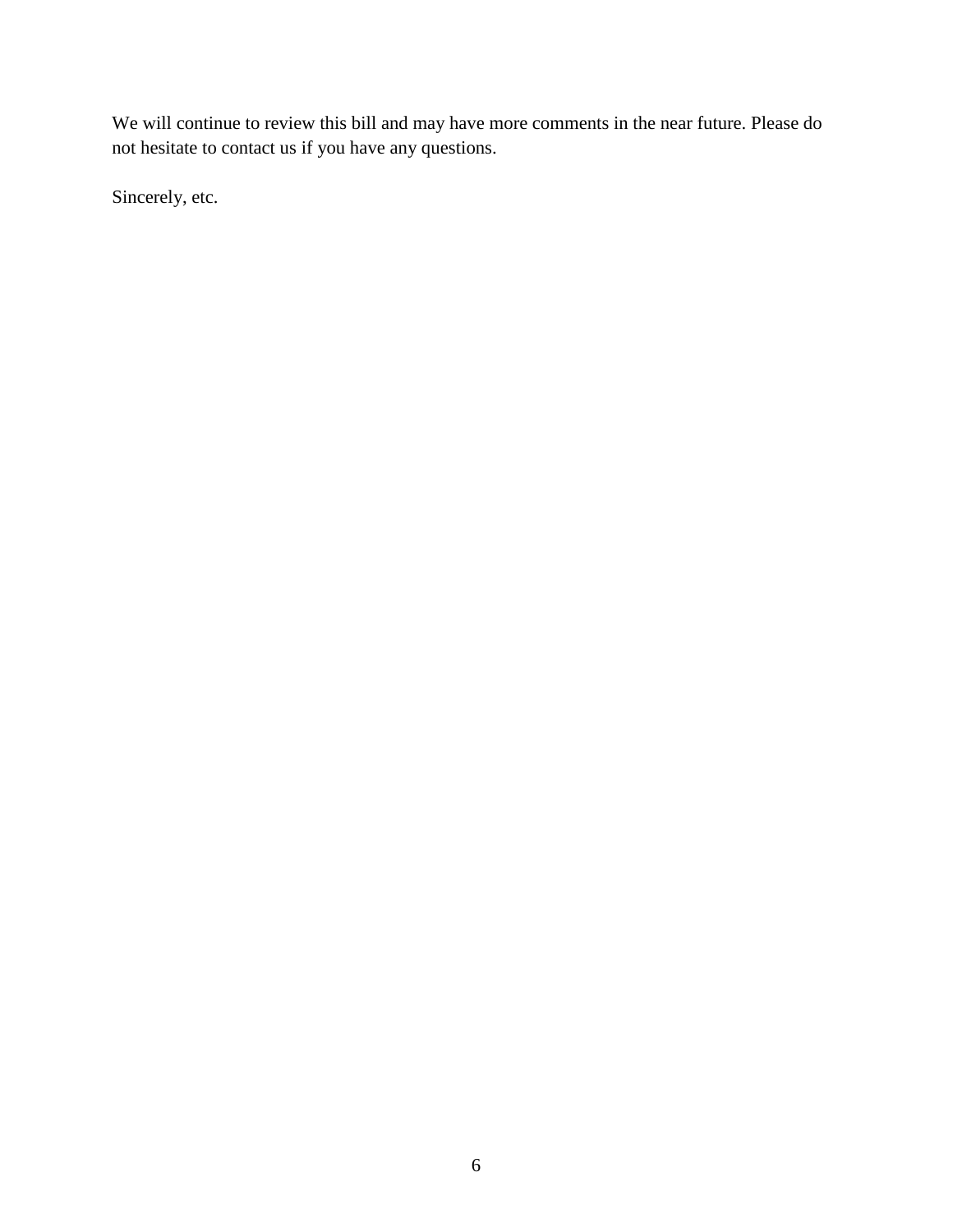We will continue to review this bill and may have more comments in the near future. Please do not hesitate to contact us if you have any questions.

Sincerely, etc.